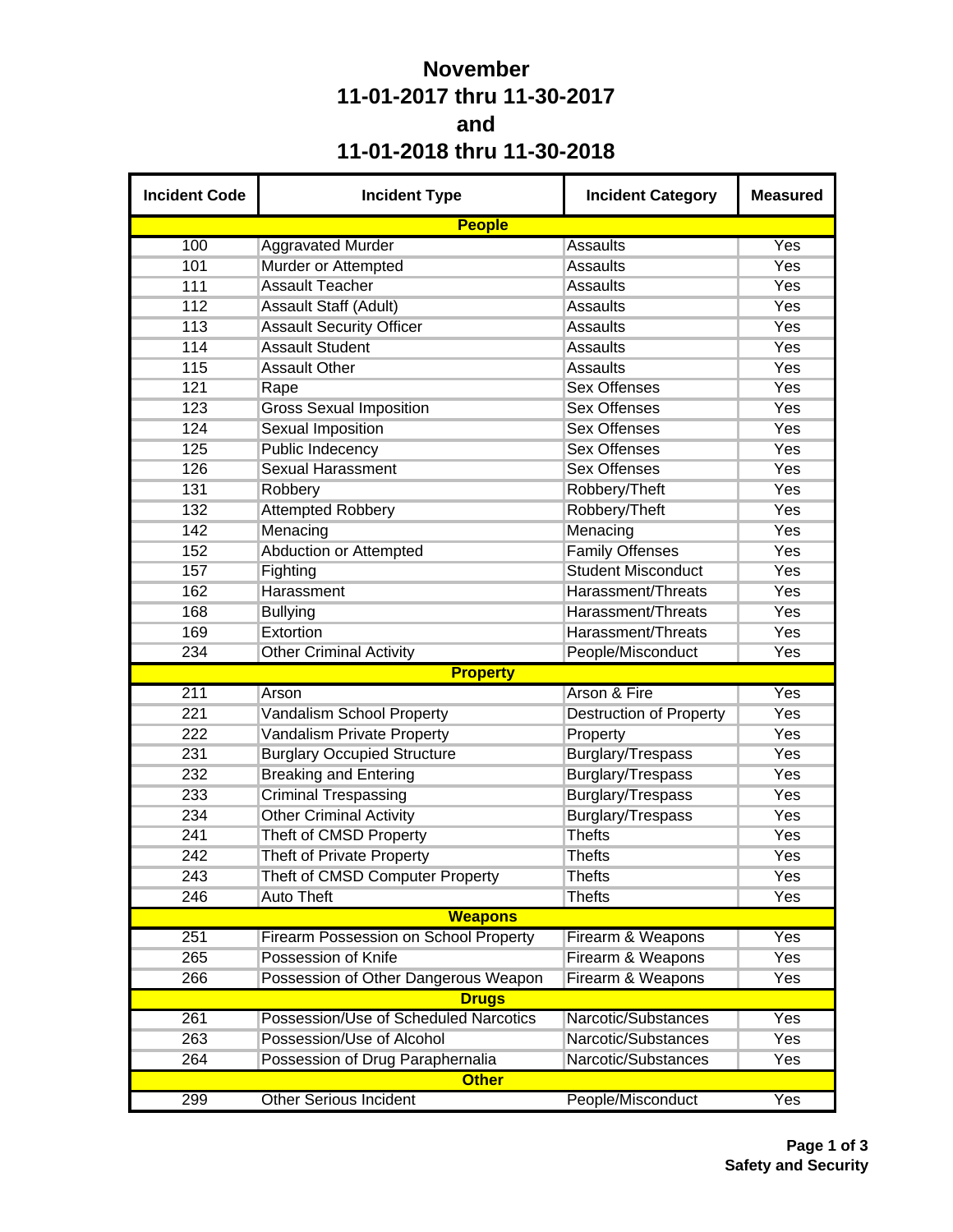# November
# 11-01-2017 thru 11-30-2017
# and
# 11-01-2018 thru 11-30-2018

| Incident Code | Incident Type | Incident Category | Measured |
|---|---|---|---|
| **People** | | | |
| 100 | Aggravated Murder | Assaults | Yes |
| 101 | Murder or Attempted | Assaults | Yes |
| 111 | Assault Teacher | Assaults | Yes |
| 112 | Assault Staff (Adult) | Assaults | Yes |
| 113 | Assault Security Officer | Assaults | Yes |
| 114 | Assault Student | Assaults | Yes |
| 115 | Assault Other | Assaults | Yes |
| 121 | Rape | Sex Offenses | Yes |
| 123 | Gross Sexual Imposition | Sex Offenses | Yes |
| 124 | Sexual Imposition | Sex Offenses | Yes |
| 125 | Public Indecency | Sex Offenses | Yes |
| 126 | Sexual Harassment | Sex Offenses | Yes |
| 131 | Robbery | Robbery/Theft | Yes |
| 132 | Attempted Robbery | Robbery/Theft | Yes |
| 142 | Menacing | Menacing | Yes |
| 152 | Abduction or Attempted | Family Offenses | Yes |
| 157 | Fighting | Student Misconduct | Yes |
| 162 | Harassment | Harassment/Threats | Yes |
| 168 | Bullying | Harassment/Threats | Yes |
| 169 | Extortion | Harassment/Threats | Yes |
| 234 | Other Criminal Activity | People/Misconduct | Yes |
| **Property** | | | |
| 211 | Arson | Arson & Fire | Yes |
| 221 | Vandalism School Property | Destruction of Property | Yes |
| 222 | Vandalism Private Property | Property | Yes |
| 231 | Burglary Occupied Structure | Burglary/Trespass | Yes |
| 232 | Breaking and Entering | Burglary/Trespass | Yes |
| 233 | Criminal Trespassing | Burglary/Trespass | Yes |
| 234 | Other Criminal Activity | Burglary/Trespass | Yes |
| 241 | Theft of CMSD Property | Thefts | Yes |
| 242 | Theft of Private Property | Thefts | Yes |
| 243 | Theft of CMSD Computer Property | Thefts | Yes |
| 246 | Auto Theft | Thefts | Yes |
| **Weapons** | | | |
| 251 | Firearm Possession on School Property | Firearm & Weapons | Yes |
| 265 | Possession of Knife | Firearm & Weapons | Yes |
| 266 | Possession of Other Dangerous Weapon | Firearm & Weapons | Yes |
| **Drugs** | | | |
| 261 | Possession/Use of Scheduled Narcotics | Narcotic/Substances | Yes |
| 263 | Possession/Use of Alcohol | Narcotic/Substances | Yes |
| 264 | Possession of Drug Paraphernalia | Narcotic/Substances | Yes |
| **Other** | | | |
| 299 | Other Serious Incident | People/Misconduct | Yes |

**Safety and Security**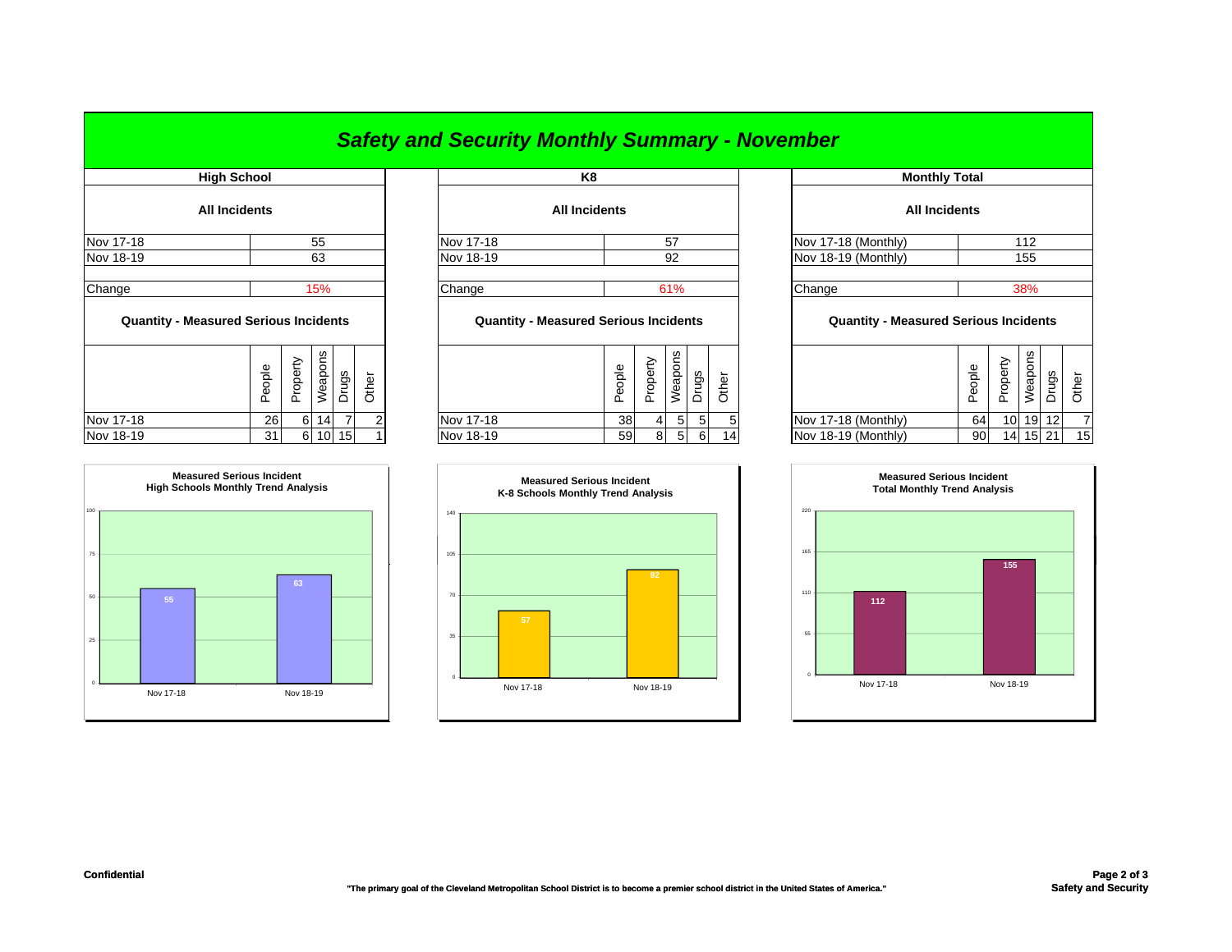# *Safety and Security Monthly Summary - November*

## High School

### All Incidents

| | |
|---|---|
| Nov 17-18 | 55 |
| Nov 18-19 | 63 |
| Change | 15% |

### Quantity - Measured Serious Incidents

| | People | Property | Weapons | Drugs | Other |
|---|---|---|---|---|---|
| Nov 17-18 | 26 | 6 | 14 | 7 | 2 |
| Nov 18-19 | 31 | 6 | 10 | 15 | 1 |

**Measured Serious Incident High Schools Monthly Trend Analysis**

| | Incidents |
|---|---|
| Nov 17-18 | 55 |
| Nov 18-19 | 63 |

## K8

### All Incidents

| | |
|---|---|
| Nov 17-18 | 57 |
| Nov 18-19 | 92 |
| Change | 61% |

### Quantity - Measured Serious Incidents

| | People | Property | Weapons | Drugs | Other |
|---|---|---|---|---|---|
| Nov 17-18 | 38 | 4 | 5 | 5 | 5 |
| Nov 18-19 | 59 | 8 | 5 | 6 | 14 |

**Measured Serious Incident K-8 Schools Monthly Trend Analysis**

| | Incidents |
|---|---|
| Nov 17-18 | 57 |
| Nov 18-19 | 92 |

## Monthly Total

### All Incidents

| | |
|---|---|
| Nov 17-18 (Monthly) | 112 |
| Nov 18-19 (Monthly) | 155 |
| Change | 38% |

### Quantity - Measured Serious Incidents

| | People | Property | Weapons | Drugs | Other |
|---|---|---|---|---|---|
| Nov 17-18 (Monthly) | 64 | 10 | 19 | 12 | 7 |
| Nov 18-19 (Monthly) | 90 | 14 | 15 | 21 | 15 |

**Measured Serious Incident Total Monthly Trend Analysis**

| | Incidents |
|---|---|
| Nov 17-18 | 112 |
| Nov 18-19 | 155 |

**Confidential**

**"The primary goal of the Cleveland Metropolitan School District is to become a premier school district in the United States of America."**

**Safety and Security**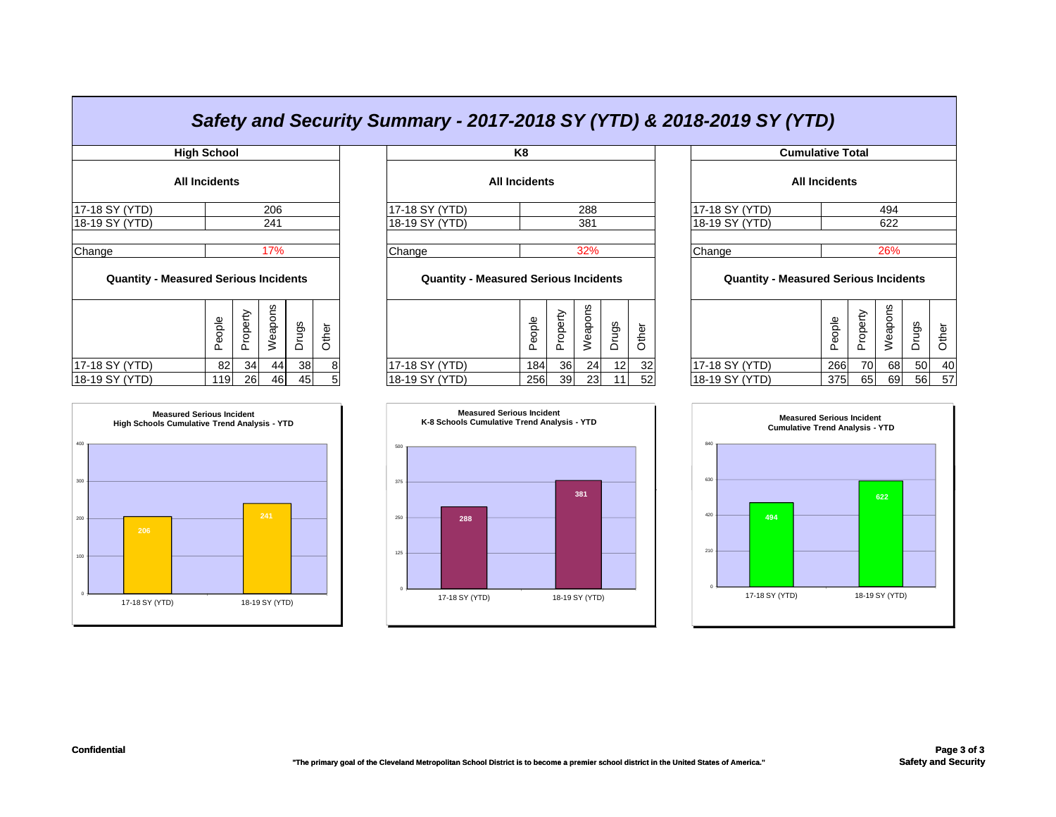# Safety and Security Summary - 2017-2018 SY (YTD) & 2018-2019 SY (YTD)

## High School

### All Incidents

| | |
|---|---|
| 17-18 SY (YTD) | 206 |
| 18-19 SY (YTD) | 241 |
| Change | 17% |

### Quantity - Measured Serious Incidents

| | People | Property | Weapons | Drugs | Other |
|---|---|---|---|---|---|
| 17-18 SY (YTD) | 82 | 34 | 44 | 38 | 8 |
| 18-19 SY (YTD) | 119 | 26 | 46 | 45 | 5 |

## K8

### All Incidents

| | |
|---|---|
| 17-18 SY (YTD) | 288 |
| 18-19 SY (YTD) | 381 |
| Change | 32% |

### Quantity - Measured Serious Incidents

| | People | Property | Weapons | Drugs | Other |
|---|---|---|---|---|---|
| 17-18 SY (YTD) | 184 | 36 | 24 | 12 | 32 |
| 18-19 SY (YTD) | 256 | 39 | 23 | 11 | 52 |

## Cumulative Total

### All Incidents

| | |
|---|---|
| 17-18 SY (YTD) | 494 |
| 18-19 SY (YTD) | 622 |
| Change | 26% |

### Quantity - Measured Serious Incidents

| | People | Property | Weapons | Drugs | Other |
|---|---|---|---|---|---|
| 17-18 SY (YTD) | 266 | 70 | 68 | 50 | 40 |
| 18-19 SY (YTD) | 375 | 65 | 69 | 56 | 57 |

**Measured Serious Incident**
**High Schools Cumulative Trend Analysis - YTD**

0
100
200
300
400
206
241
17-18 SY (YTD)
18-19 SY (YTD)

**Measured Serious Incident**
**K-8 Schools Cumulative Trend Analysis - YTD**

0
125
250
375
500
288
381
17-18 SY (YTD)
18-19 SY (YTD)

**Measured Serious Incident**
**Cumulative Trend Analysis - YTD**

0
210
420
630
840
494
622
17-18 SY (YTD)
18-19 SY (YTD)

**Confidential**

**"The primary goal of the Cleveland Metropolitan School District is to become a premier school district in the United States of America."**

**Safety and Security**